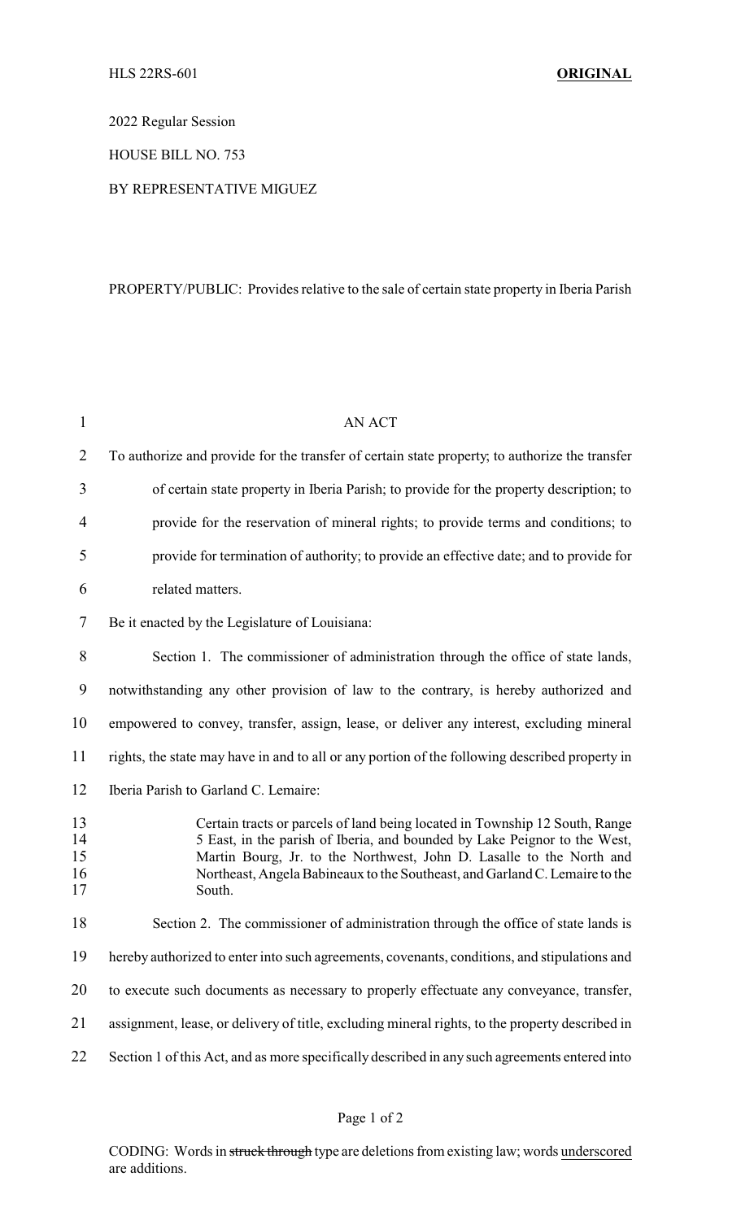HLS 22RS-601 **ORIGINAL**

2022 Regular Session

HOUSE BILL NO. 753

BY REPRESENTATIVE MIGUEZ

PROPERTY/PUBLIC: Provides relative to the sale of certain state property in Iberia Parish

AN ACT

To authorize and provide for the transfer of certain state property; to authorize the transfer of certain state property in Iberia Parish; to provide for the property description; to provide for the reservation of mineral rights; to provide terms and conditions; to provide for termination of authority; to provide an effective date; and to provide for related matters.

Be it enacted by the Legislature of Louisiana:

Section 1. The commissioner of administration through the office of state lands, notwithstanding any other provision of law to the contrary, is hereby authorized and empowered to convey, transfer, assign, lease, or deliver any interest, excluding mineral rights, the state may have in and to all or any portion of the following described property in Iberia Parish to Garland C. Lemaire:

> Certain tracts or parcels of land being located in Township 12 South, Range 5 East, in the parish of Iberia, and bounded by Lake Peignor to the West, Martin Bourg, Jr. to the Northwest, John D. Lasalle to the North and Northeast, Angela Babineaux to the Southeast, and Garland C. Lemaire to the South.

Section 2. The commissioner of administration through the office of state lands is hereby authorized to enter into such agreements, covenants, conditions, and stipulations and to execute such documents as necessary to properly effectuate any conveyance, transfer, assignment, lease, or delivery of title, excluding mineral rights, to the property described in Section 1 of this Act, and as more specifically described in any such agreements entered into

CODING: Words in ~~struck through~~ type are deletions from existing law; words underscored are additions.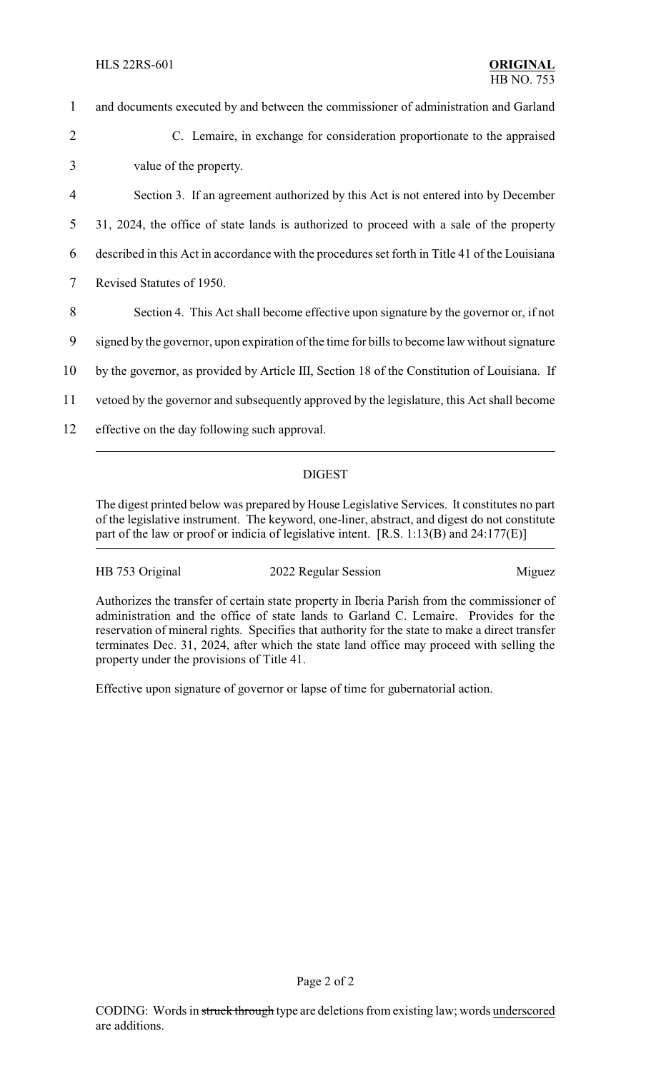and documents executed by and between the commissioner of administration and Garland C. Lemaire, in exchange for consideration proportionate to the appraised value of the property.

Section 3. If an agreement authorized by this Act is not entered into by December 31, 2024, the office of state lands is authorized to proceed with a sale of the property described in this Act in accordance with the procedures set forth in Title 41 of the Louisiana Revised Statutes of 1950.

Section 4. This Act shall become effective upon signature by the governor or, if not signed by the governor, upon expiration of the time for bills to become law without signature by the governor, as provided by Article III, Section 18 of the Constitution of Louisiana. If vetoed by the governor and subsequently approved by the legislature, this Act shall become effective on the day following such approval.

---

## DIGEST

The digest printed below was prepared by House Legislative Services. It constitutes no part of the legislative instrument. The keyword, one-liner, abstract, and digest do not constitute part of the law or proof or indicia of legislative intent. [R.S. 1:13(B) and 24:177(E)]

HB 753 Original — 2022 Regular Session — Miguez

Authorizes the transfer of certain state property in Iberia Parish from the commissioner of administration and the office of state lands to Garland C. Lemaire. Provides for the reservation of mineral rights. Specifies that authority for the state to make a direct transfer terminates Dec. 31, 2024, after which the state land office may proceed with selling the property under the provisions of Title 41.

Effective upon signature of governor or lapse of time for gubernatorial action.

CODING: Words in ~~struck through~~ type are deletions from existing law; words underscored are additions.